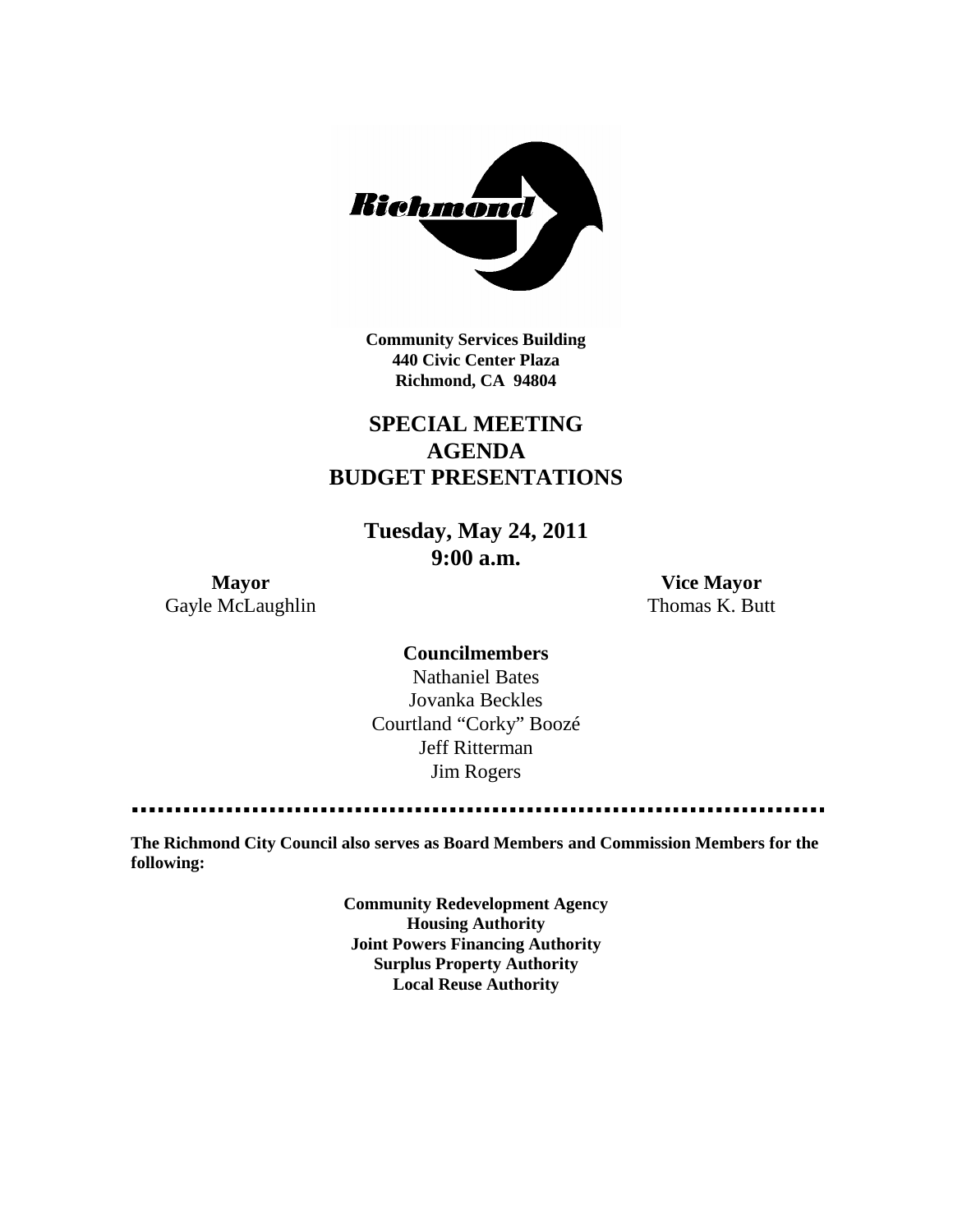**Community Services Building**
**440 Civic Center Plaza**
**Richmond, CA 94804**

# SPECIAL MEETING AGENDA BUDGET PRESENTATIONS

## Tuesday, May 24, 2011 9:00 a.m.

**Mayor**
Gayle McLaughlin

**Vice Mayor**
Thomas K. Butt

**Councilmembers**
Nathaniel Bates
Jovanka Beckles
Courtland "Corky" Boozé
Jeff Ritterman
Jim Rogers

---

**The Richmond City Council also serves as Board Members and Commission Members for the following:**

**Community Redevelopment Agency**
**Housing Authority**
**Joint Powers Financing Authority**
**Surplus Property Authority**
**Local Reuse Authority**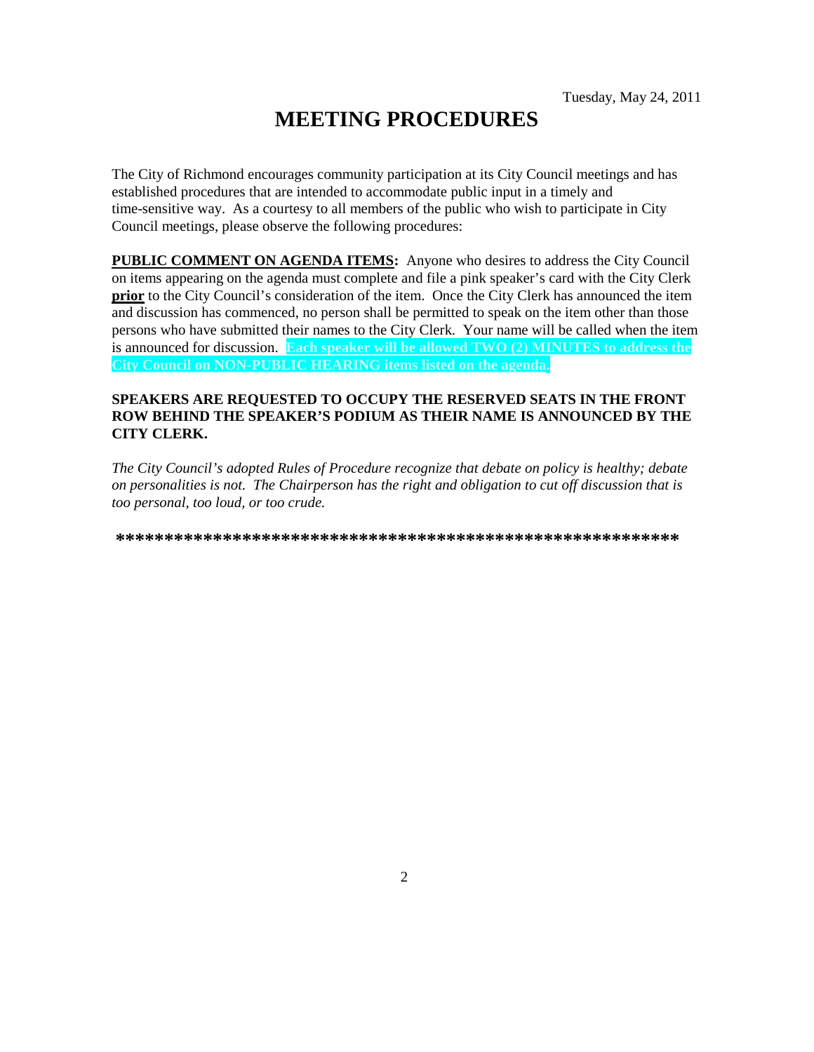Tuesday, May 24, 2011

# MEETING PROCEDURES

The City of Richmond encourages community participation at its City Council meetings and has established procedures that are intended to accommodate public input in a timely and time-sensitive way. As a courtesy to all members of the public who wish to participate in City Council meetings, please observe the following procedures:

**PUBLIC COMMENT ON AGENDA ITEMS:** Anyone who desires to address the City Council on items appearing on the agenda must complete and file a pink speaker's card with the City Clerk **prior** to the City Council's consideration of the item. Once the City Clerk has announced the item and discussion has commenced, no person shall be permitted to speak on the item other than those persons who have submitted their names to the City Clerk. Your name will be called when the item is announced for discussion. **Each speaker will be allowed TWO (2) MINUTES to address the City Council on NON-PUBLIC HEARING items listed on the agenda.**

**SPEAKERS ARE REQUESTED TO OCCUPY THE RESERVED SEATS IN THE FRONT ROW BEHIND THE SPEAKER'S PODIUM AS THEIR NAME IS ANNOUNCED BY THE CITY CLERK.**

*The City Council's adopted Rules of Procedure recognize that debate on policy is healthy; debate on personalities is not. The Chairperson has the right and obligation to cut off discussion that is too personal, too loud, or too crude.*

**************************************************************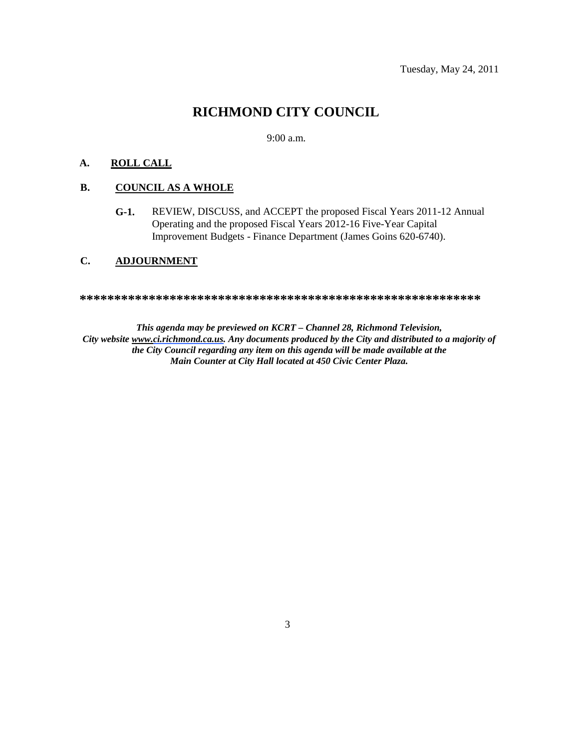Tuesday, May 24, 2011

# RICHMOND CITY COUNCIL

9:00 a.m.

**A. ROLL CALL**

**B. COUNCIL AS A WHOLE**

**G-1.** REVIEW, DISCUSS, and ACCEPT the proposed Fiscal Years 2011-12 Annual Operating and the proposed Fiscal Years 2012-16 Five-Year Capital Improvement Budgets - Finance Department (James Goins 620-6740).

**C. ADJOURNMENT**

**************************************************************

***This agenda may be previewed on KCRT – Channel 28, Richmond Television, City website www.ci.richmond.ca.us. Any documents produced by the City and distributed to a majority of the City Council regarding any item on this agenda will be made available at the Main Counter at City Hall located at 450 Civic Center Plaza.***